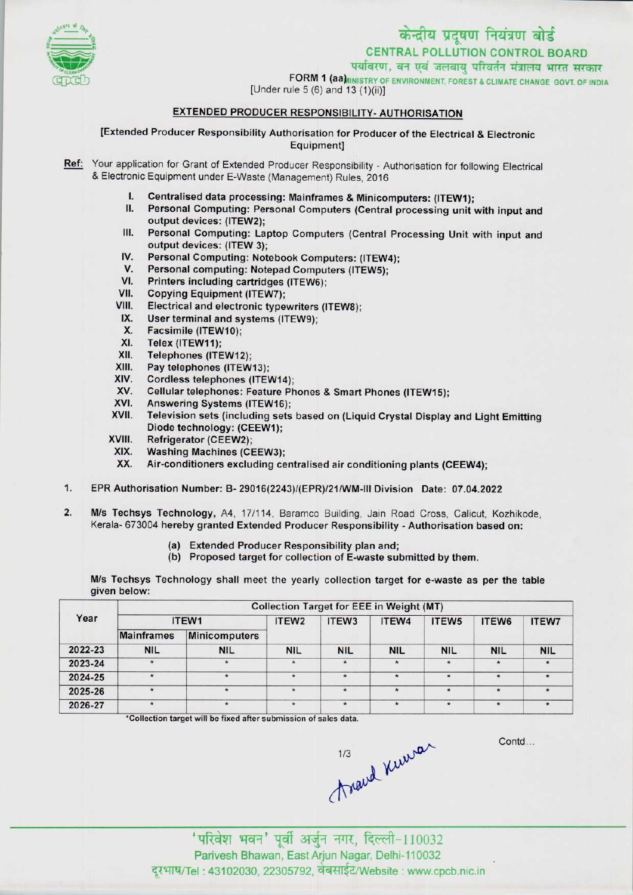केन्द्रीय प्रदूषण नियंत्रण बोर्ड
CENTRAL POLLUTION CONTROL BOARD
पर्यावरण, वन एवं जलवायु परिवर्तन मंत्रालय भारत सरकार
MINISTRY OF ENVIRONMENT, FOREST & CLIMATE CHANGE GOVT. OF INDIA

FORM 1 (aa)
[Under rule 5 (6) and 13 (1)(ii)]

## EXTENDED PRODUCER RESPONSIBILITY- AUTHORISATION

[Extended Producer Responsibility Authorisation for Producer of the Electrical & Electronic Equipment]

**Ref:** Your application for Grant of Extended Producer Responsibility - Authorisation for following Electrical & Electronic Equipment under E-Waste (Management) Rules, 2016

I. **Centralised data processing: Mainframes & Minicomputers: (ITEW1);**
II. **Personal Computing: Personal Computers (Central processing unit with input and output devices: (ITEW2);**
III. **Personal Computing: Laptop Computers (Central Processing Unit with input and output devices: (ITEW 3);**
IV. **Personal Computing: Notebook Computers: (ITEW4);**
V. **Personal computing: Notepad Computers (ITEW5);**
VI. **Printers including cartridges (ITEW6);**
VII. **Copying Equipment (ITEW7);**
VIII. **Electrical and electronic typewriters (ITEW8);**
IX. **User terminal and systems (ITEW9);**
X. **Facsimile (ITEW10);**
XI. **Telex (ITEW11);**
XII. **Telephones (ITEW12);**
XIII. **Pay telephones (ITEW13);**
XIV. **Cordless telephones (ITEW14);**
XV. **Cellular telephones: Feature Phones & Smart Phones (ITEW15);**
XVI. **Answering Systems (ITEW16);**
XVII. **Television sets (including sets based on (Liquid Crystal Display and Light Emitting Diode technology: (CEEW1);**
XVIII. **Refrigerator (CEEW2);**
XIX. **Washing Machines (CEEW3);**
XX. **Air-conditioners excluding centralised air conditioning plants (CEEW4);**

1. **EPR Authorisation Number: B- 29016(2243)/(EPR)/21/WM-III Division Date: 07.04.2022**

2. **M/s Techsys Technology,** A4, 17/114, Baramco Building, Jain Road Cross, Calicut, Kozhikode, Kerala- 673004 hereby granted Extended Producer Responsibility - Authorisation based on:

   (a) Extended Producer Responsibility plan and;
   (b) Proposed target for collection of E-waste submitted by them.

M/s Techsys Technology shall meet the yearly collection target for e-waste as per the table given below:

| Year | Collection Target for EEE in Weight (MT) | | | | | | | |
|---|---|---|---|---|---|---|---|---|
| | ITEW1 | | ITEW2 | ITEW3 | ITEW4 | ITEW5 | ITEW6 | ITEW7 |
| | Mainframes | Minicomputers | | | | | | |
| 2022-23 | NIL | NIL | NIL | NIL | NIL | NIL | NIL | NIL |
| 2023-24 | * | * | * | * | * | * | * | * |
| 2024-25 | * | * | * | * | * | * | * | * |
| 2025-26 | * | * | * | * | * | * | * | * |
| 2026-27 | * | * | * | * | * | * | * | * |

*Collection target will be fixed after submission of sales data.

Contd...

'परिवेश भवन' पूर्वी अर्जुन नगर, दिल्ली-110032
Parivesh Bhawan, East Arjun Nagar, Delhi-110032
दूरभाष/Tel : 43102030, 22305792, वेबसाईट/Website : www.cpcb.nic.in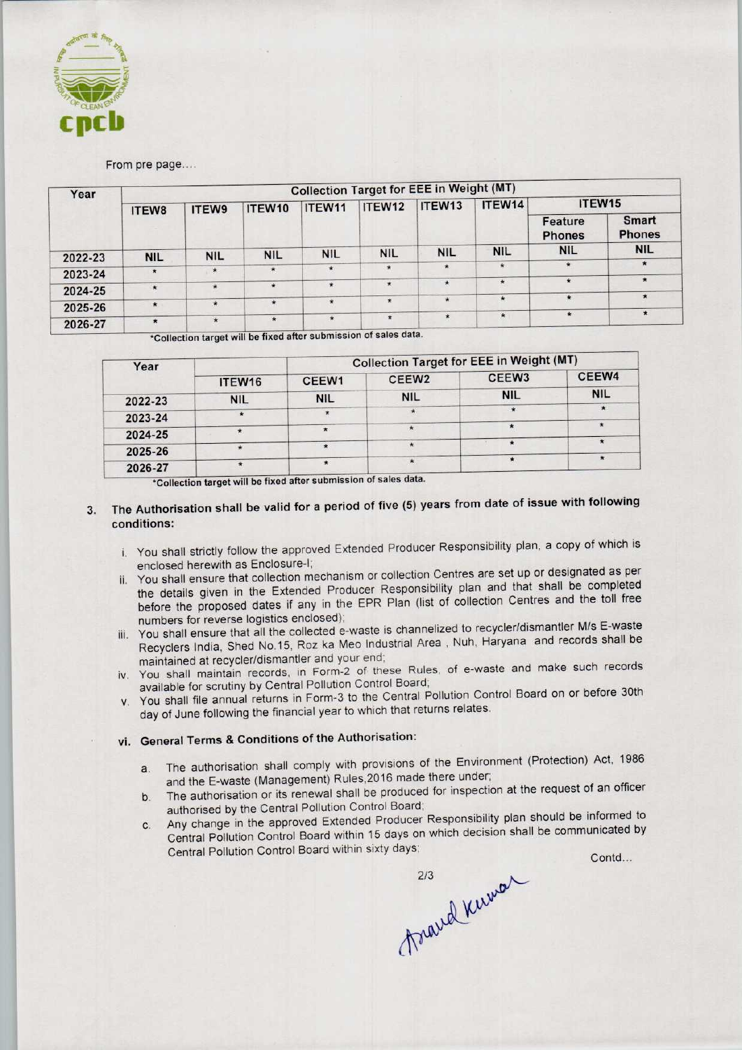From pre page....

| Year | Collection Target for EEE in Weight (MT) | | | | | | | | |
|---|---|---|---|---|---|---|---|---|---|
| | ITEW8 | ITEW9 | ITEW10 | ITEW11 | ITEW12 | ITEW13 | ITEW14 | ITEW15 | |
| | | | | | | | | Feature Phones | Smart Phones |
| 2022-23 | NIL | NIL | NIL | NIL | NIL | NIL | NIL | NIL | NIL |
| 2023-24 | * | * | * | * | * | * | * | * | * |
| 2024-25 | * | * | * | * | * | * | * | * | * |
| 2025-26 | * | * | * | * | * | * | * | * | * |
| 2026-27 | * | * | * | * | * | * | * | * | * |

*Collection target will be fixed after submission of sales data.

| Year | Collection Target for EEE in Weight (MT) | | | | |
|---|---|---|---|---|---|
| | ITEW16 | CEEW1 | CEEW2 | CEEW3 | CEEW4 |
| 2022-23 | NIL | NIL | NIL | NIL | NIL |
| 2023-24 | * | * | * | * | * |
| 2024-25 | * | * | * | * | * |
| 2025-26 | * | * | * | * | * |
| 2026-27 | * | * | * | * | * |

*Collection target will be fixed after submission of sales data.

3. The Authorisation shall be valid for a period of five (5) years from date of issue with following conditions:

   i. You shall strictly follow the approved Extended Producer Responsibility plan, a copy of which is enclosed herewith as Enclosure-I;
   ii. You shall ensure that collection mechanism or collection Centres are set up or designated as per the details given in the Extended Producer Responsibility plan and that shall be completed before the proposed dates if any in the EPR Plan (list of collection Centres and the toll free numbers for reverse logistics enclosed);
   iii. You shall ensure that all the collected e-waste is channelized to recycler/dismantler M/s E-waste Recyclers India, Shed No.15, Roz ka Meo Industrial Area , Nuh, Haryana and records shall be maintained at recycler/dismantler and your end;
   iv. You shall maintain records, in Form-2 of these Rules, of e-waste and make such records available for scrutiny by Central Pollution Control Board;
   v. You shall file annual returns in Form-3 to the Central Pollution Control Board on or before 30th day of June following the financial year to which that returns relates.

   **vi. General Terms & Conditions of the Authorisation:**

   a. The authorisation shall comply with provisions of the Environment (Protection) Act, 1986 and the E-waste (Management) Rules,2016 made there under;
   b. The authorisation or its renewal shall be produced for inspection at the request of an officer authorised by the Central Pollution Control Board;
   c. Any change in the approved Extended Producer Responsibility plan should be informed to Central Pollution Control Board within 15 days on which decision shall be communicated by Central Pollution Control Board within sixty days;

Contd...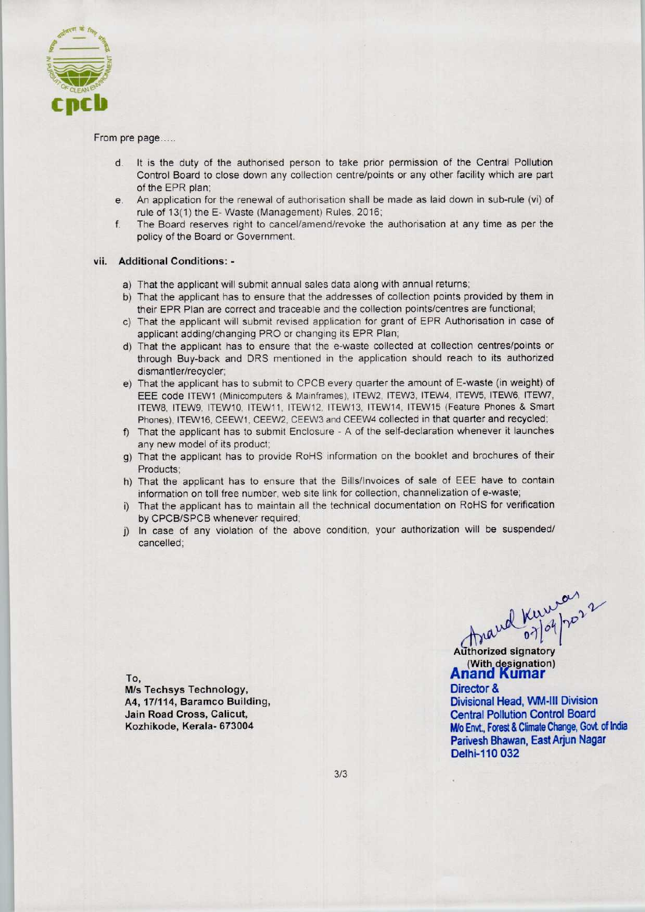From pre page.....

d. It is the duty of the authorised person to take prior permission of the Central Pollution Control Board to close down any collection centre/points or any other facility which are part of the EPR plan;

e. An application for the renewal of authorisation shall be made as laid down in sub-rule (vi) of rule of 13(1) the E- Waste (Management) Rules, 2016;

f. The Board reserves right to cancel/amend/revoke the authorisation at any time as per the policy of the Board or Government.

**vii. Additional Conditions: -**

a) That the applicant will submit annual sales data along with annual returns;

b) That the applicant has to ensure that the addresses of collection points provided by them in their EPR Plan are correct and traceable and the collection points/centres are functional;

c) That the applicant will submit revised application for grant of EPR Authorisation in case of applicant adding/changing PRO or changing its EPR Plan;

d) That the applicant has to ensure that the e-waste collected at collection centres/points or through Buy-back and DRS mentioned in the application should reach to its authorized dismantler/recycler;

e) That the applicant has to submit to CPCB every quarter the amount of E-waste (in weight) of EEE code ITEW1 (Minicomputers & Mainframes), ITEW2, ITEW3, ITEW4, ITEW5, ITEW6, ITEW7, ITEW8, ITEW9, ITEW10, ITEW11, ITEW12, ITEW13, ITEW14, ITEW15 (Feature Phones & Smart Phones), ITEW16, CEEW1, CEEW2, CEEW3 and CEEW4 collected in that quarter and recycled;

f) That the applicant has to submit Enclosure - A of the self-declaration whenever it launches any new model of its product;

g) That the applicant has to provide RoHS information on the booklet and brochures of their Products;

h) That the applicant has to ensure that the Bills/Invoices of sale of EEE have to contain information on toll free number, web site link for collection, channelization of e-waste;

i) That the applicant has to maintain all the technical documentation on RoHS for verification by CPCB/SPCB whenever required;

j) In case of any violation of the above condition, your authorization will be suspended/ cancelled;

Anand Kumar 07/04/2022

Authorized signatory
(With designation)

**Anand Kumar**
Director &
Divisional Head, WM-III Division
Central Pollution Control Board
M/o Envt., Forest & Climate Change, Govt. of India
Parivesh Bhawan, East Arjun Nagar
Delhi-110 032

To,
**M/s Techsys Technology,**
**A4, 17/114, Baramco Building,**
**Jain Road Cross, Calicut,**
**Kozhikode, Kerala- 673004**